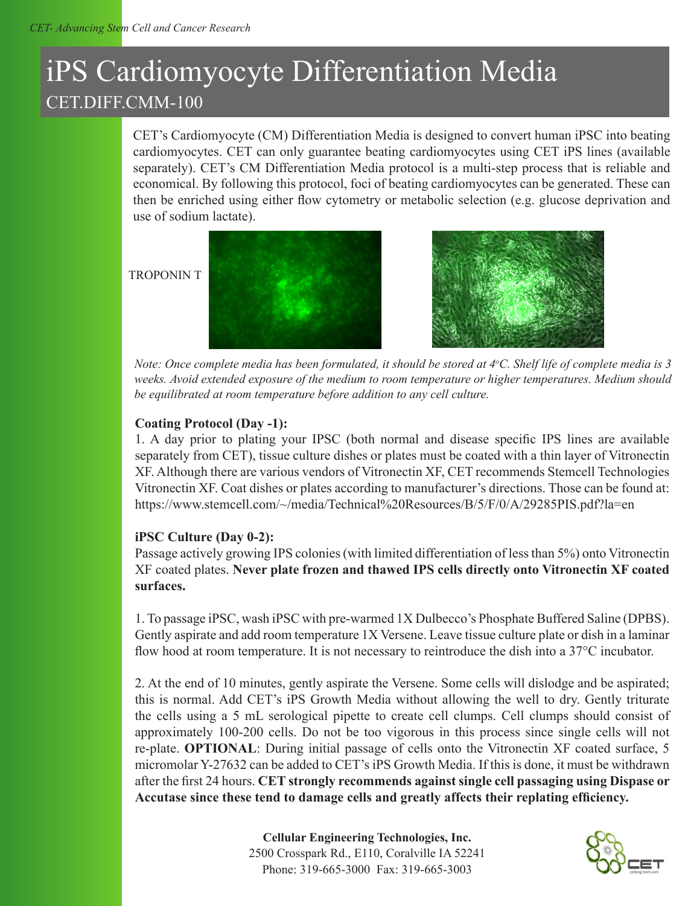# iPS Cardiomyocyte Differentiation Media

## CET.DIFF.CMM-100

CET's Cardiomyocyte (CM) Differentiation Media is designed to convert human iPSC into beating cardiomyocytes. CET can only guarantee beating cardiomyocytes using CET iPS lines (available separately). CET's CM Differentiation Media protocol is a multi-step process that is reliable and economical. By following this protocol, foci of beating cardiomyocytes can be generated. These can then be enriched using either flow cytometry or metabolic selection (e.g. glucose deprivation and use of sodium lactate).

TROPONIN T

*Note: Once complete media has been formulated, it should be stored at 4°C. Shelf life of complete media is 3 weeks. Avoid extended exposure of the medium to room temperature or higher temperatures. Medium should be equilibrated at room temperature before addition to any cell culture.*

**Coating Protocol (Day -1):**

1. A day prior to plating your IPSC (both normal and disease specific IPS lines are available separately from CET), tissue culture dishes or plates must be coated with a thin layer of Vitronectin XF. Although there are various vendors of Vitronectin XF, CET recommends Stemcell Technologies Vitronectin XF. Coat dishes or plates according to manufacturer's directions. Those can be found at: https://www.stemcell.com/~/media/Technical%20Resources/B/5/F/0/A/29285PIS.pdf?la=en

**iPSC Culture (Day 0-2):**

Passage actively growing IPS colonies (with limited differentiation of less than 5%) onto Vitronectin XF coated plates. **Never plate frozen and thawed IPS cells directly onto Vitronectin XF coated surfaces.**

1. To passage iPSC, wash iPSC with pre-warmed 1X Dulbecco's Phosphate Buffered Saline (DPBS). Gently aspirate and add room temperature 1X Versene. Leave tissue culture plate or dish in a laminar flow hood at room temperature. It is not necessary to reintroduce the dish into a 37°C incubator.

2. At the end of 10 minutes, gently aspirate the Versene. Some cells will dislodge and be aspirated; this is normal. Add CET's iPS Growth Media without allowing the well to dry. Gently triturate the cells using a 5 mL serological pipette to create cell clumps. Cell clumps should consist of approximately 100-200 cells. Do not be too vigorous in this process since single cells will not re-plate. **OPTIONAL**: During initial passage of cells onto the Vitronectin XF coated surface, 5 micromolar Y-27632 can be added to CET's iPS Growth Media. If this is done, it must be withdrawn after the first 24 hours. **CET strongly recommends against single cell passaging using Dispase or Accutase since these tend to damage cells and greatly affects their replating efficiency.**

**Cellular Engineering Technologies, Inc.**
2500 Crosspark Rd., E110, Coralville IA 52241
Phone: 319-665-3000 Fax: 319-665-3003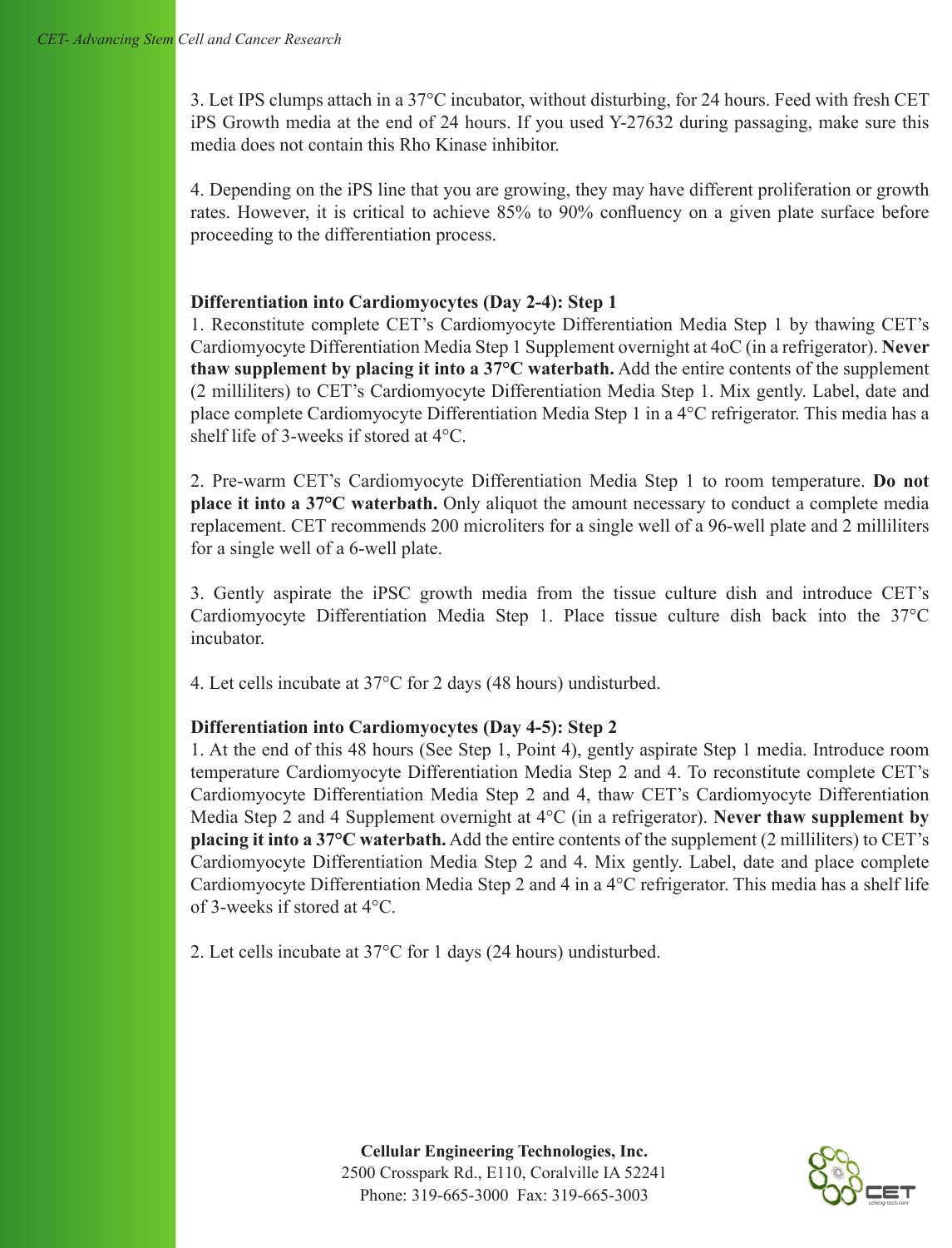3. Let IPS clumps attach in a 37°C incubator, without disturbing, for 24 hours. Feed with fresh CET iPS Growth media at the end of 24 hours. If you used Y-27632 during passaging, make sure this media does not contain this Rho Kinase inhibitor.

4. Depending on the iPS line that you are growing, they may have different proliferation or growth rates. However, it is critical to achieve 85% to 90% confluency on a given plate surface before proceeding to the differentiation process.

**Differentiation into Cardiomyocytes (Day 2-4): Step 1**

1. Reconstitute complete CET's Cardiomyocyte Differentiation Media Step 1 by thawing CET's Cardiomyocyte Differentiation Media Step 1 Supplement overnight at 4oC (in a refrigerator). **Never thaw supplement by placing it into a 37°C waterbath.** Add the entire contents of the supplement (2 milliliters) to CET's Cardiomyocyte Differentiation Media Step 1. Mix gently. Label, date and place complete Cardiomyocyte Differentiation Media Step 1 in a 4°C refrigerator. This media has a shelf life of 3-weeks if stored at 4°C.

2. Pre-warm CET's Cardiomyocyte Differentiation Media Step 1 to room temperature. **Do not place it into a 37°C waterbath.** Only aliquot the amount necessary to conduct a complete media replacement. CET recommends 200 microliters for a single well of a 96-well plate and 2 milliliters for a single well of a 6-well plate.

3. Gently aspirate the iPSC growth media from the tissue culture dish and introduce CET's Cardiomyocyte Differentiation Media Step 1. Place tissue culture dish back into the 37°C incubator.

4. Let cells incubate at 37°C for 2 days (48 hours) undisturbed.

**Differentiation into Cardiomyocytes (Day 4-5): Step 2**

1. At the end of this 48 hours (See Step 1, Point 4), gently aspirate Step 1 media. Introduce room temperature Cardiomyocyte Differentiation Media Step 2 and 4. To reconstitute complete CET's Cardiomyocyte Differentiation Media Step 2 and 4, thaw CET's Cardiomyocyte Differentiation Media Step 2 and 4 Supplement overnight at 4°C (in a refrigerator). **Never thaw supplement by placing it into a 37°C waterbath.** Add the entire contents of the supplement (2 milliliters) to CET's Cardiomyocyte Differentiation Media Step 2 and 4. Mix gently. Label, date and place complete Cardiomyocyte Differentiation Media Step 2 and 4 in a 4°C refrigerator. This media has a shelf life of 3-weeks if stored at 4°C.

2. Let cells incubate at 37°C for 1 days (24 hours) undisturbed.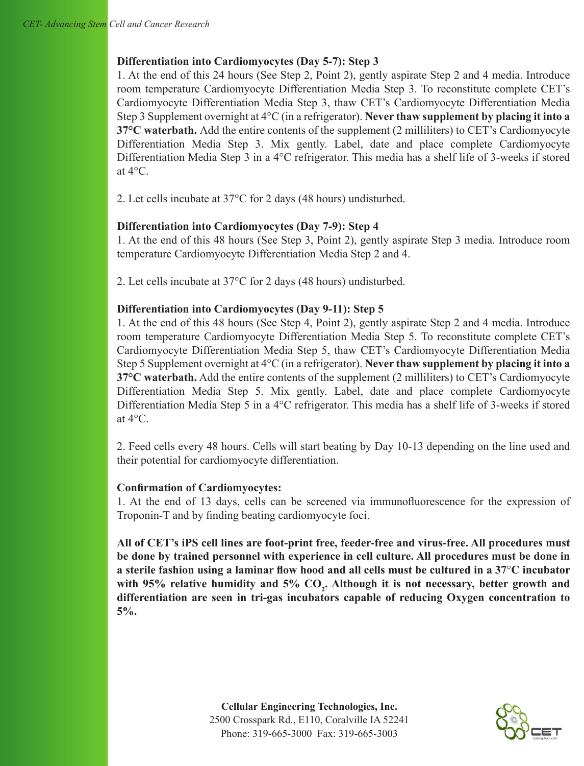**Differentiation into Cardiomyocytes (Day 5-7): Step 3**

1. At the end of this 24 hours (See Step 2, Point 2), gently aspirate Step 2 and 4 media. Introduce room temperature Cardiomyocyte Differentiation Media Step 3. To reconstitute complete CET's Cardiomyocyte Differentiation Media Step 3, thaw CET's Cardiomyocyte Differentiation Media Step 3 Supplement overnight at 4°C (in a refrigerator). **Never thaw supplement by placing it into a 37°C waterbath.** Add the entire contents of the supplement (2 milliliters) to CET's Cardiomyocyte Differentiation Media Step 3. Mix gently. Label, date and place complete Cardiomyocyte Differentiation Media Step 3 in a 4°C refrigerator. This media has a shelf life of 3-weeks if stored at 4°C.

2. Let cells incubate at 37°C for 2 days (48 hours) undisturbed.

**Differentiation into Cardiomyocytes (Day 7-9): Step 4**

1. At the end of this 48 hours (See Step 3, Point 2), gently aspirate Step 3 media. Introduce room temperature Cardiomyocyte Differentiation Media Step 2 and 4.

2. Let cells incubate at 37°C for 2 days (48 hours) undisturbed.

**Differentiation into Cardiomyocytes (Day 9-11): Step 5**

1. At the end of this 48 hours (See Step 4, Point 2), gently aspirate Step 2 and 4 media. Introduce room temperature Cardiomyocyte Differentiation Media Step 5. To reconstitute complete CET's Cardiomyocyte Differentiation Media Step 5, thaw CET's Cardiomyocyte Differentiation Media Step 5 Supplement overnight at 4°C (in a refrigerator). **Never thaw supplement by placing it into a 37°C waterbath.** Add the entire contents of the supplement (2 milliliters) to CET's Cardiomyocyte Differentiation Media Step 5. Mix gently. Label, date and place complete Cardiomyocyte Differentiation Media Step 5 in a 4°C refrigerator. This media has a shelf life of 3-weeks if stored at 4°C.

2. Feed cells every 48 hours. Cells will start beating by Day 10-13 depending on the line used and their potential for cardiomyocyte differentiation.

**Confirmation of Cardiomyocytes:**

1. At the end of 13 days, cells can be screened via immunofluorescence for the expression of Troponin-T and by finding beating cardiomyocyte foci.

**All of CET's iPS cell lines are foot-print free, feeder-free and virus-free. All procedures must be done by trained personnel with experience in cell culture. All procedures must be done in a sterile fashion using a laminar flow hood and all cells must be cultured in a 37°C incubator with 95% relative humidity and 5% $CO_2$. Although it is not necessary, better growth and differentiation are seen in tri-gas incubators capable of reducing Oxygen concentration to 5%.**

**Cellular Engineering Technologies, Inc.**
2500 Crosspark Rd., E110, Coralville IA 52241
Phone: 319-665-3000 Fax: 319-665-3003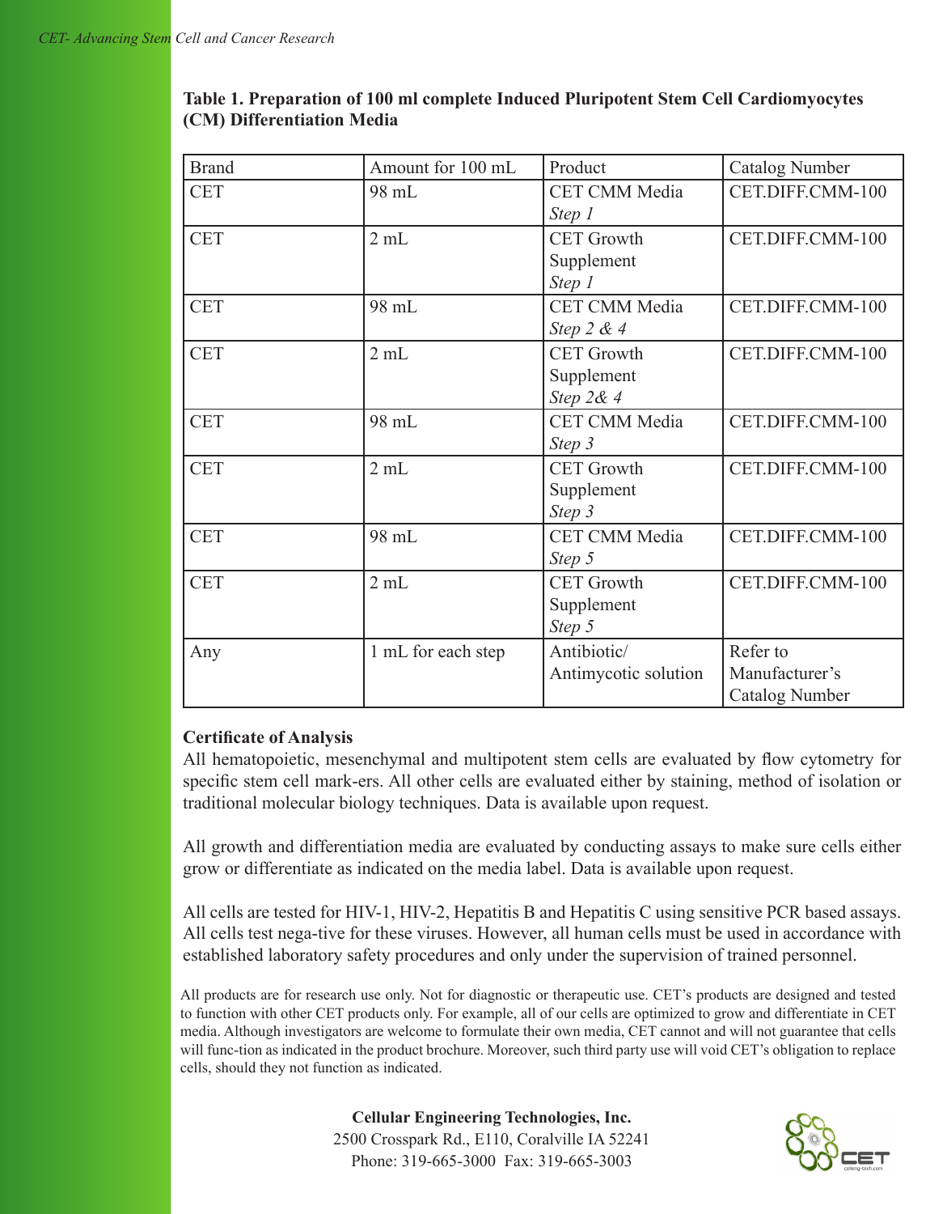**Table 1. Preparation of 100 ml complete Induced Pluripotent Stem Cell Cardiomyocytes (CM) Differentiation Media**

| Brand | Amount for 100 mL | Product | Catalog Number |
|---|---|---|---|
| CET | 98 mL | CET CMM Media *Step 1* | CET.DIFF.CMM-100 |
| CET | 2 mL | CET Growth Supplement *Step 1* | CET.DIFF.CMM-100 |
| CET | 98 mL | CET CMM Media *Step 2 & 4* | CET.DIFF.CMM-100 |
| CET | 2 mL | CET Growth Supplement *Step 2& 4* | CET.DIFF.CMM-100 |
| CET | 98 mL | CET CMM Media *Step 3* | CET.DIFF.CMM-100 |
| CET | 2 mL | CET Growth Supplement *Step 3* | CET.DIFF.CMM-100 |
| CET | 98 mL | CET CMM Media *Step 5* | CET.DIFF.CMM-100 |
| CET | 2 mL | CET Growth Supplement *Step 5* | CET.DIFF.CMM-100 |
| Any | 1 mL for each step | Antibiotic/ Antimycotic solution | Refer to Manufacturer's Catalog Number |

**Certificate of Analysis**

All hematopoietic, mesenchymal and multipotent stem cells are evaluated by flow cytometry for specific stem cell mark-ers. All other cells are evaluated either by staining, method of isolation or traditional molecular biology techniques. Data is available upon request.

All growth and differentiation media are evaluated by conducting assays to make sure cells either grow or differentiate as indicated on the media label. Data is available upon request.

All cells are tested for HIV-1, HIV-2, Hepatitis B and Hepatitis C using sensitive PCR based assays. All cells test nega-tive for these viruses. However, all human cells must be used in accordance with established laboratory safety procedures and only under the supervision of trained personnel.

All products are for research use only. Not for diagnostic or therapeutic use. CET's products are designed and tested to function with other CET products only. For example, all of our cells are optimized to grow and differentiate in CET media. Although investigators are welcome to formulate their own media, CET cannot and will not guarantee that cells will func-tion as indicated in the product brochure. Moreover, such third party use will void CET's obligation to replace cells, should they not function as indicated.

**Cellular Engineering Technologies, Inc.**
2500 Crosspark Rd., E110, Coralville IA 52241
Phone: 319-665-3000 Fax: 319-665-3003